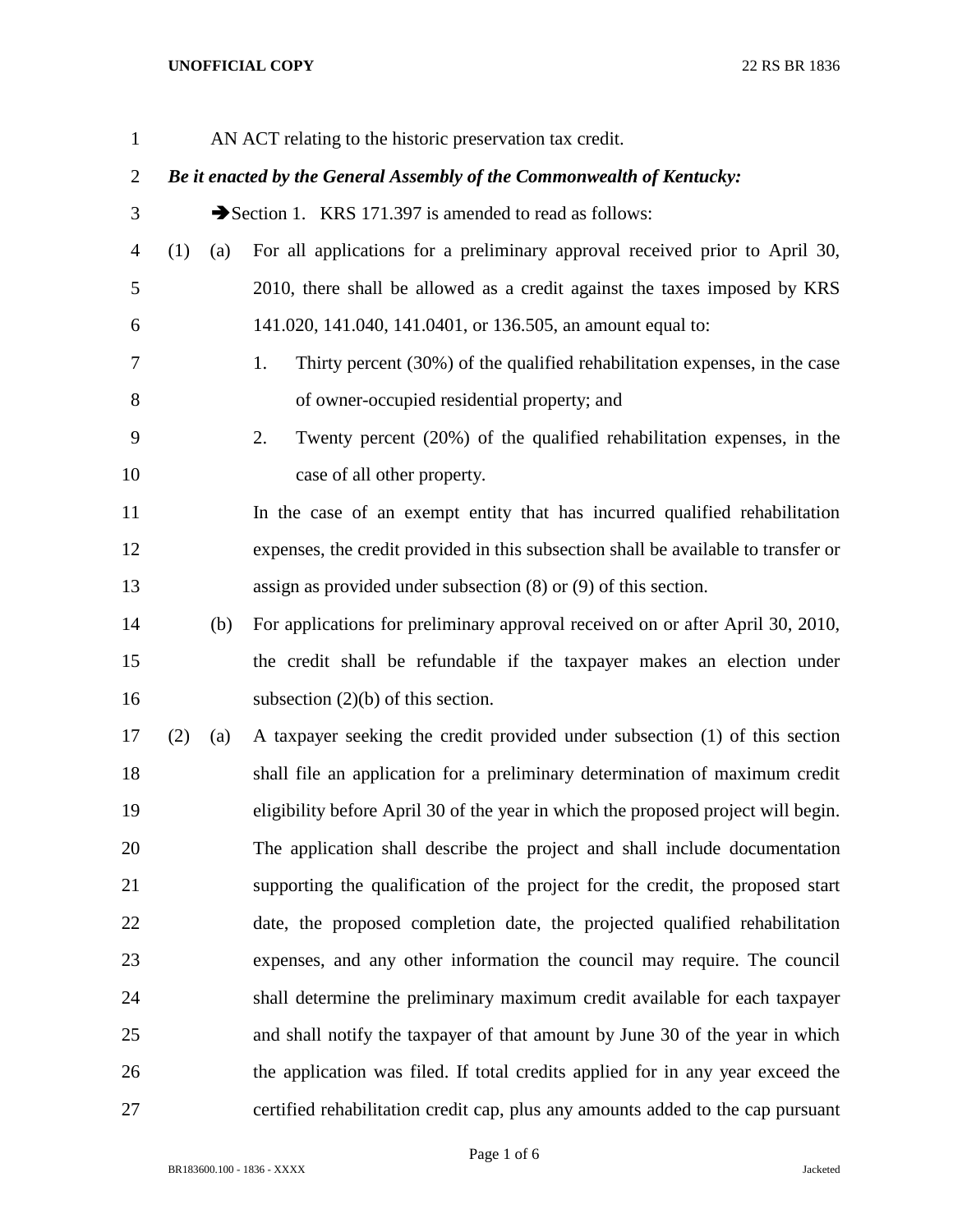AN ACT relating to the historic preservation tax credit.

***Be it enacted by the General Assembly of the Commonwealth of Kentucky:***

➔Section 1. KRS 171.397 is amended to read as follows:

(1) (a) For all applications for a preliminary approval received prior to April 30, 2010, there shall be allowed as a credit against the taxes imposed by KRS 141.020, 141.040, 141.0401, or 136.505, an amount equal to:

1. Thirty percent (30%) of the qualified rehabilitation expenses, in the case of owner-occupied residential property; and

2. Twenty percent (20%) of the qualified rehabilitation expenses, in the case of all other property.

In the case of an exempt entity that has incurred qualified rehabilitation expenses, the credit provided in this subsection shall be available to transfer or assign as provided under subsection (8) or (9) of this section.

(b) For applications for preliminary approval received on or after April 30, 2010, the credit shall be refundable if the taxpayer makes an election under subsection (2)(b) of this section.

(2) (a) A taxpayer seeking the credit provided under subsection (1) of this section shall file an application for a preliminary determination of maximum credit eligibility before April 30 of the year in which the proposed project will begin. The application shall describe the project and shall include documentation supporting the qualification of the project for the credit, the proposed start date, the proposed completion date, the projected qualified rehabilitation expenses, and any other information the council may require. The council shall determine the preliminary maximum credit available for each taxpayer and shall notify the taxpayer of that amount by June 30 of the year in which the application was filed. If total credits applied for in any year exceed the certified rehabilitation credit cap, plus any amounts added to the cap pursuant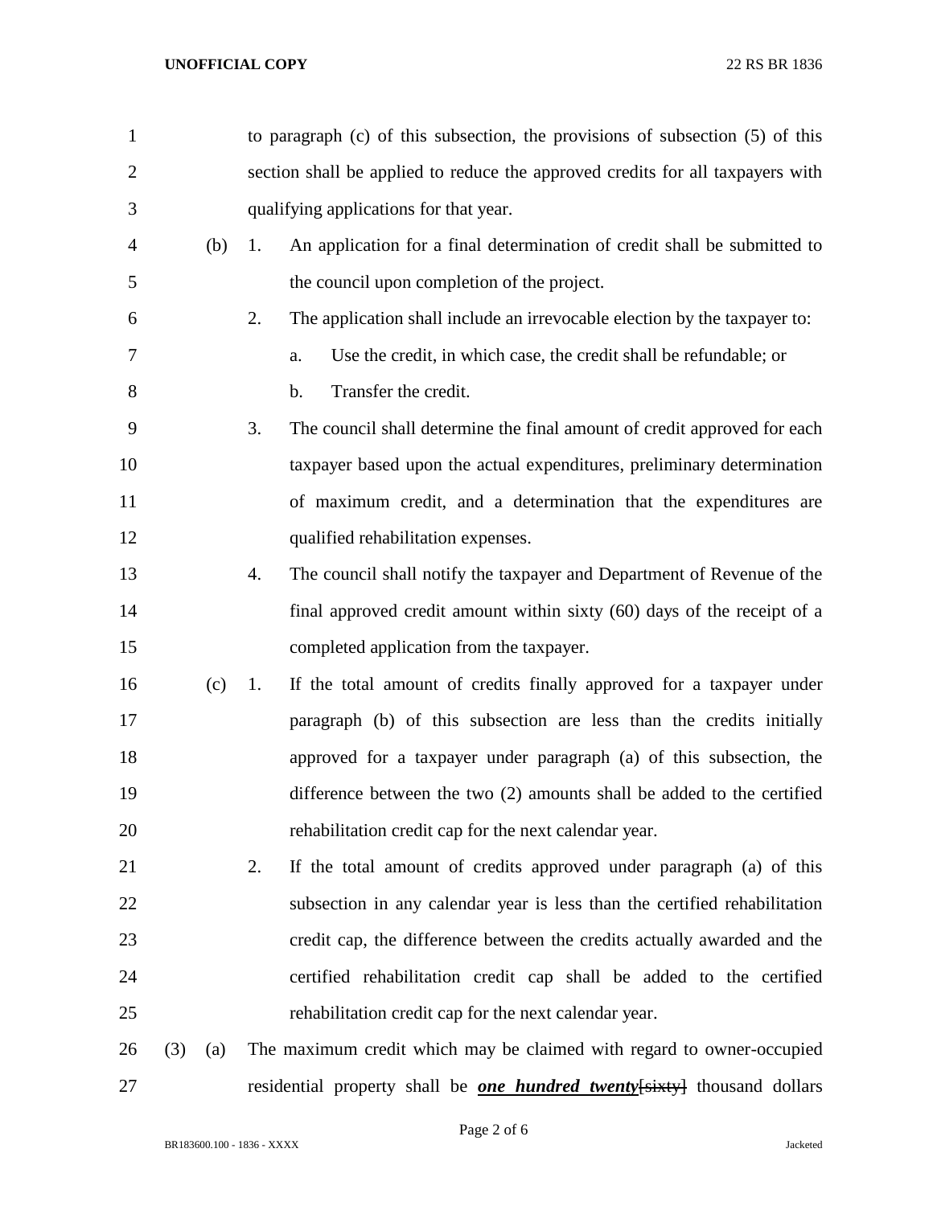to paragraph (c) of this subsection, the provisions of subsection (5) of this section shall be applied to reduce the approved credits for all taxpayers with qualifying applications for that year.

(b) 1. An application for a final determination of credit shall be submitted to the council upon completion of the project.

2. The application shall include an irrevocable election by the taxpayer to:

a. Use the credit, in which case, the credit shall be refundable; or

b. Transfer the credit.

3. The council shall determine the final amount of credit approved for each taxpayer based upon the actual expenditures, preliminary determination of maximum credit, and a determination that the expenditures are qualified rehabilitation expenses.

4. The council shall notify the taxpayer and Department of Revenue of the final approved credit amount within sixty (60) days of the receipt of a completed application from the taxpayer.

(c) 1. If the total amount of credits finally approved for a taxpayer under paragraph (b) of this subsection are less than the credits initially approved for a taxpayer under paragraph (a) of this subsection, the difference between the two (2) amounts shall be added to the certified rehabilitation credit cap for the next calendar year.

2. If the total amount of credits approved under paragraph (a) of this subsection in any calendar year is less than the certified rehabilitation credit cap, the difference between the credits actually awarded and the certified rehabilitation credit cap shall be added to the certified rehabilitation credit cap for the next calendar year.

(3) (a) The maximum credit which may be claimed with regard to owner-occupied residential property shall be ***one hundred twenty***~~[sixty]~~ thousand dollars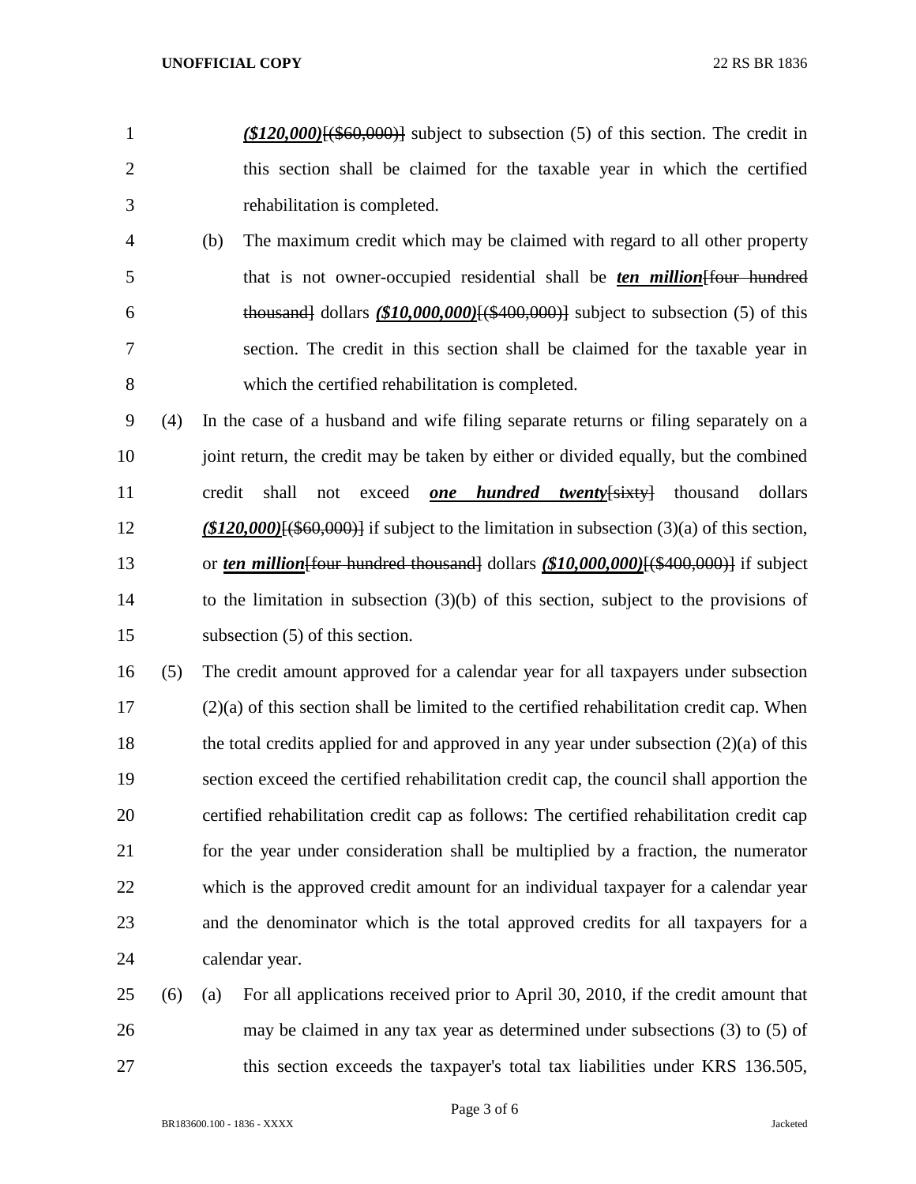*($120,000)*[($60,000)] subject to subsection (5) of this section. The credit in this section shall be claimed for the taxable year in which the certified rehabilitation is completed.

(b) The maximum credit which may be claimed with regard to all other property that is not owner-occupied residential shall be ***ten million***[four hundred thousand] dollars ***($10,000,000)***[($400,000)] subject to subsection (5) of this section. The credit in this section shall be claimed for the taxable year in which the certified rehabilitation is completed.

(4) In the case of a husband and wife filing separate returns or filing separately on a joint return, the credit may be taken by either or divided equally, but the combined credit shall not exceed ***one hundred twenty***[sixty] thousand dollars ***($120,000)***[($60,000)] if subject to the limitation in subsection (3)(a) of this section, or ***ten million***[four hundred thousand] dollars ***($10,000,000)***[($400,000)] if subject to the limitation in subsection (3)(b) of this section, subject to the provisions of subsection (5) of this section.

(5) The credit amount approved for a calendar year for all taxpayers under subsection (2)(a) of this section shall be limited to the certified rehabilitation credit cap. When the total credits applied for and approved in any year under subsection (2)(a) of this section exceed the certified rehabilitation credit cap, the council shall apportion the certified rehabilitation credit cap as follows: The certified rehabilitation credit cap for the year under consideration shall be multiplied by a fraction, the numerator which is the approved credit amount for an individual taxpayer for a calendar year and the denominator which is the total approved credits for all taxpayers for a calendar year.

(6) (a) For all applications received prior to April 30, 2010, if the credit amount that may be claimed in any tax year as determined under subsections (3) to (5) of this section exceeds the taxpayer's total tax liabilities under KRS 136.505,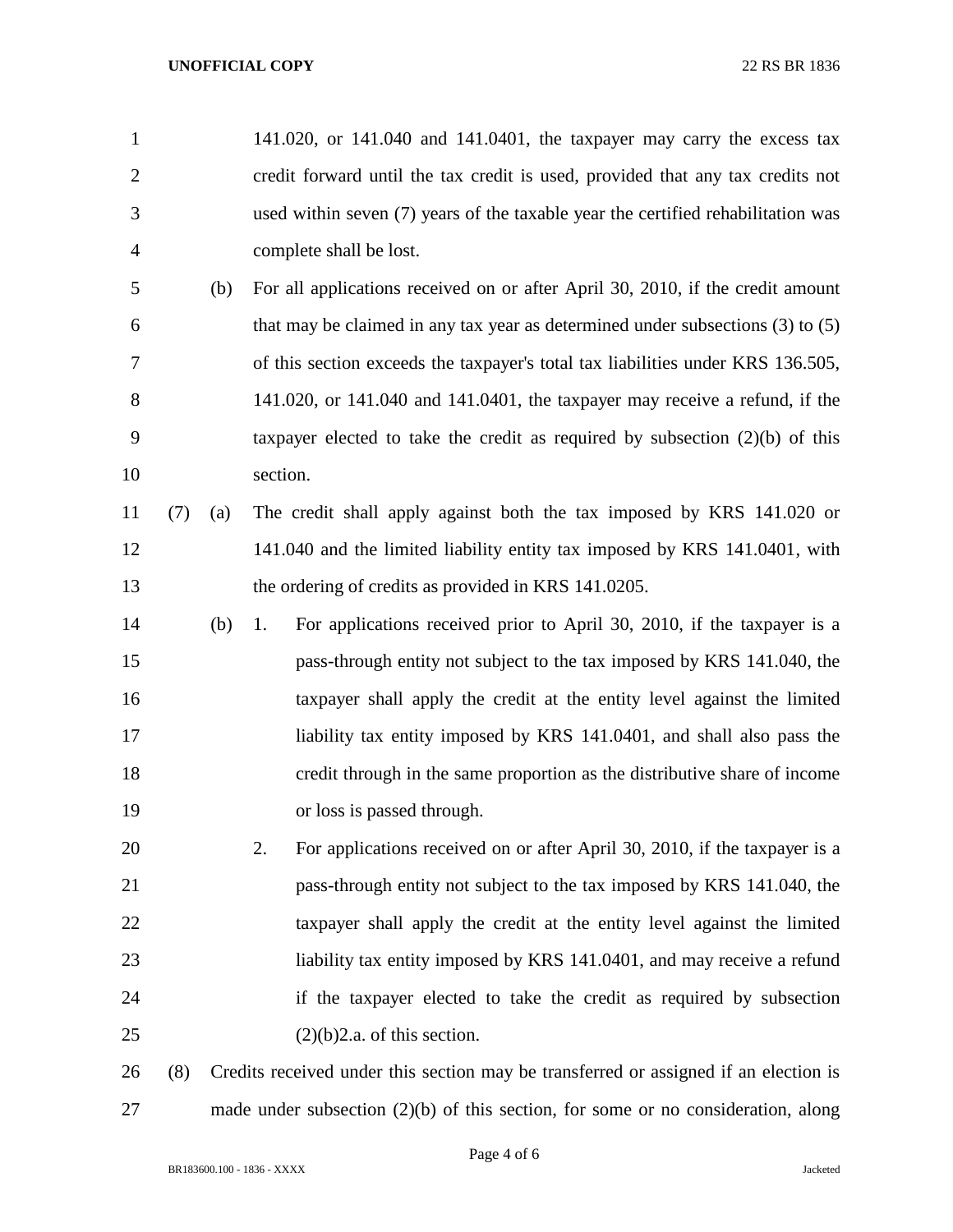141.020, or 141.040 and 141.0401, the taxpayer may carry the excess tax credit forward until the tax credit is used, provided that any tax credits not used within seven (7) years of the taxable year the certified rehabilitation was complete shall be lost.

(b) For all applications received on or after April 30, 2010, if the credit amount that may be claimed in any tax year as determined under subsections (3) to (5) of this section exceeds the taxpayer's total tax liabilities under KRS 136.505, 141.020, or 141.040 and 141.0401, the taxpayer may receive a refund, if the taxpayer elected to take the credit as required by subsection (2)(b) of this section.

(7) (a) The credit shall apply against both the tax imposed by KRS 141.020 or 141.040 and the limited liability entity tax imposed by KRS 141.0401, with the ordering of credits as provided in KRS 141.0205.

(b) 1. For applications received prior to April 30, 2010, if the taxpayer is a pass-through entity not subject to the tax imposed by KRS 141.040, the taxpayer shall apply the credit at the entity level against the limited liability tax entity imposed by KRS 141.0401, and shall also pass the credit through in the same proportion as the distributive share of income or loss is passed through.

2. For applications received on or after April 30, 2010, if the taxpayer is a pass-through entity not subject to the tax imposed by KRS 141.040, the taxpayer shall apply the credit at the entity level against the limited liability tax entity imposed by KRS 141.0401, and may receive a refund if the taxpayer elected to take the credit as required by subsection (2)(b)2.a. of this section.

(8) Credits received under this section may be transferred or assigned if an election is made under subsection (2)(b) of this section, for some or no consideration, along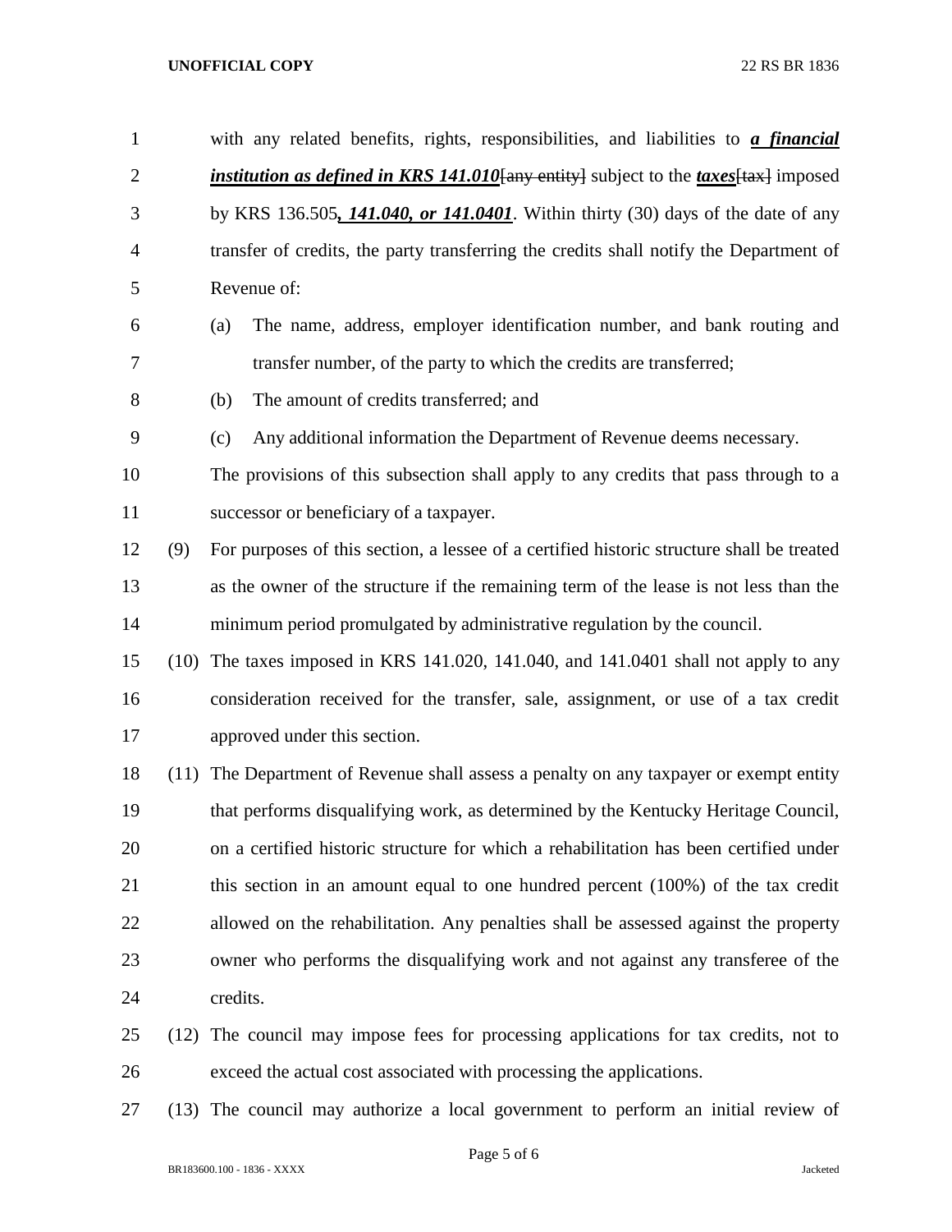with any related benefits, rights, responsibilities, and liabilities to ***a financial institution as defined in KRS 141.010***[~~any entity~~] subject to the ***taxes***[~~tax~~] imposed by KRS 136.505***, 141.040, or 141.0401***. Within thirty (30) days of the date of any transfer of credits, the party transferring the credits shall notify the Department of Revenue of:

(a) The name, address, employer identification number, and bank routing and transfer number, of the party to which the credits are transferred;

(b) The amount of credits transferred; and

(c) Any additional information the Department of Revenue deems necessary.

The provisions of this subsection shall apply to any credits that pass through to a successor or beneficiary of a taxpayer.

(9) For purposes of this section, a lessee of a certified historic structure shall be treated as the owner of the structure if the remaining term of the lease is not less than the minimum period promulgated by administrative regulation by the council.

(10) The taxes imposed in KRS 141.020, 141.040, and 141.0401 shall not apply to any consideration received for the transfer, sale, assignment, or use of a tax credit approved under this section.

(11) The Department of Revenue shall assess a penalty on any taxpayer or exempt entity that performs disqualifying work, as determined by the Kentucky Heritage Council, on a certified historic structure for which a rehabilitation has been certified under this section in an amount equal to one hundred percent (100%) of the tax credit allowed on the rehabilitation. Any penalties shall be assessed against the property owner who performs the disqualifying work and not against any transferee of the credits.

(12) The council may impose fees for processing applications for tax credits, not to exceed the actual cost associated with processing the applications.

(13) The council may authorize a local government to perform an initial review of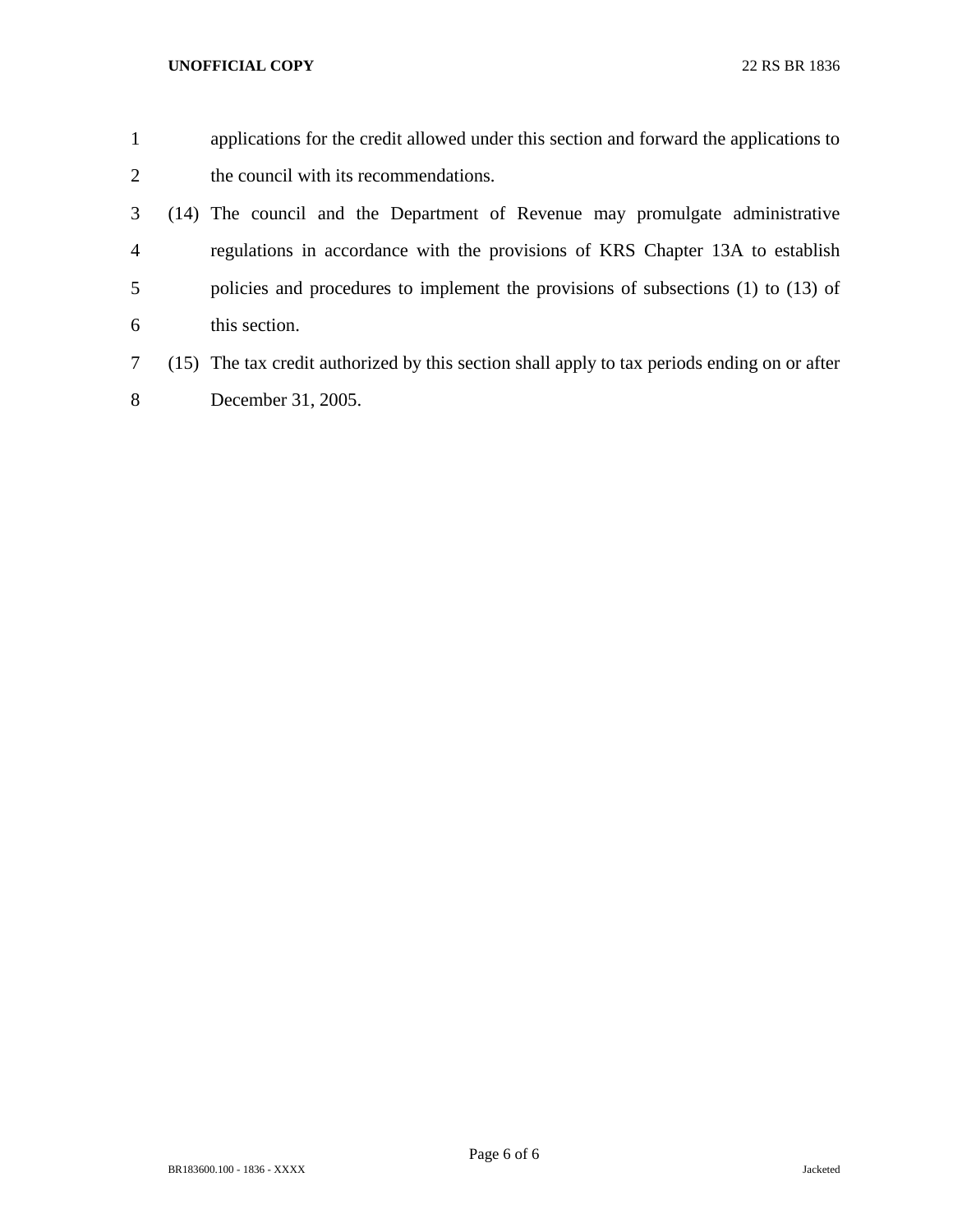applications for the credit allowed under this section and forward the applications to the council with its recommendations.

(14) The council and the Department of Revenue may promulgate administrative regulations in accordance with the provisions of KRS Chapter 13A to establish policies and procedures to implement the provisions of subsections (1) to (13) of this section.

(15) The tax credit authorized by this section shall apply to tax periods ending on or after December 31, 2005.